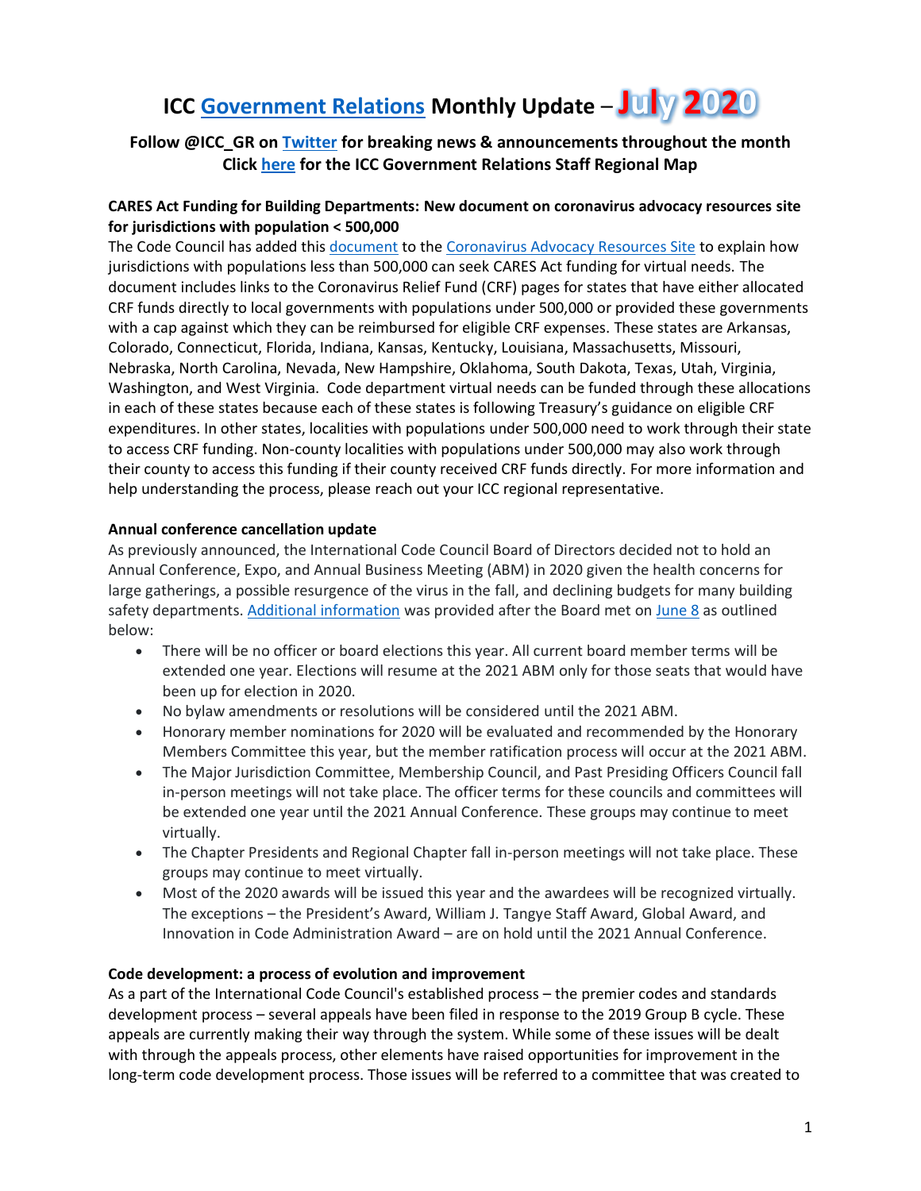# ICC Government Relations Monthly Update – July 2020

**Follow @ICC_GR on Twitter for breaking news & announcements throughout the month**
**Click here for the ICC Government Relations Staff Regional Map**

### CARES Act Funding for Building Departments: New document on coronavirus advocacy resources site for jurisdictions with population < 500,000

The Code Council has added this document to the Coronavirus Advocacy Resources Site to explain how jurisdictions with populations less than 500,000 can seek CARES Act funding for virtual needs. The document includes links to the Coronavirus Relief Fund (CRF) pages for states that have either allocated CRF funds directly to local governments with populations under 500,000 or provided these governments with a cap against which they can be reimbursed for eligible CRF expenses. These states are Arkansas, Colorado, Connecticut, Florida, Indiana, Kansas, Kentucky, Louisiana, Massachusetts, Missouri, Nebraska, North Carolina, Nevada, New Hampshire, Oklahoma, South Dakota, Texas, Utah, Virginia, Washington, and West Virginia. Code department virtual needs can be funded through these allocations in each of these states because each of these states is following Treasury's guidance on eligible CRF expenditures. In other states, localities with populations under 500,000 need to work through their state to access CRF funding. Non-county localities with populations under 500,000 may also work through their county to access this funding if their county received CRF funds directly. For more information and help understanding the process, please reach out your ICC regional representative.

### Annual conference cancellation update

As previously announced, the International Code Council Board of Directors decided not to hold an Annual Conference, Expo, and Annual Business Meeting (ABM) in 2020 given the health concerns for large gatherings, a possible resurgence of the virus in the fall, and declining budgets for many building safety departments. Additional information was provided after the Board met on June 8 as outlined below:

- There will be no officer or board elections this year. All current board member terms will be extended one year. Elections will resume at the 2021 ABM only for those seats that would have been up for election in 2020.
- No bylaw amendments or resolutions will be considered until the 2021 ABM.
- Honorary member nominations for 2020 will be evaluated and recommended by the Honorary Members Committee this year, but the member ratification process will occur at the 2021 ABM.
- The Major Jurisdiction Committee, Membership Council, and Past Presiding Officers Council fall in-person meetings will not take place. The officer terms for these councils and committees will be extended one year until the 2021 Annual Conference. These groups may continue to meet virtually.
- The Chapter Presidents and Regional Chapter fall in-person meetings will not take place. These groups may continue to meet virtually.
- Most of the 2020 awards will be issued this year and the awardees will be recognized virtually. The exceptions – the President's Award, William J. Tangye Staff Award, Global Award, and Innovation in Code Administration Award – are on hold until the 2021 Annual Conference.

### Code development: a process of evolution and improvement

As a part of the International Code Council's established process – the premier codes and standards development process – several appeals have been filed in response to the 2019 Group B cycle. These appeals are currently making their way through the system. While some of these issues will be dealt with through the appeals process, other elements have raised opportunities for improvement in the long-term code development process. Those issues will be referred to a committee that was created to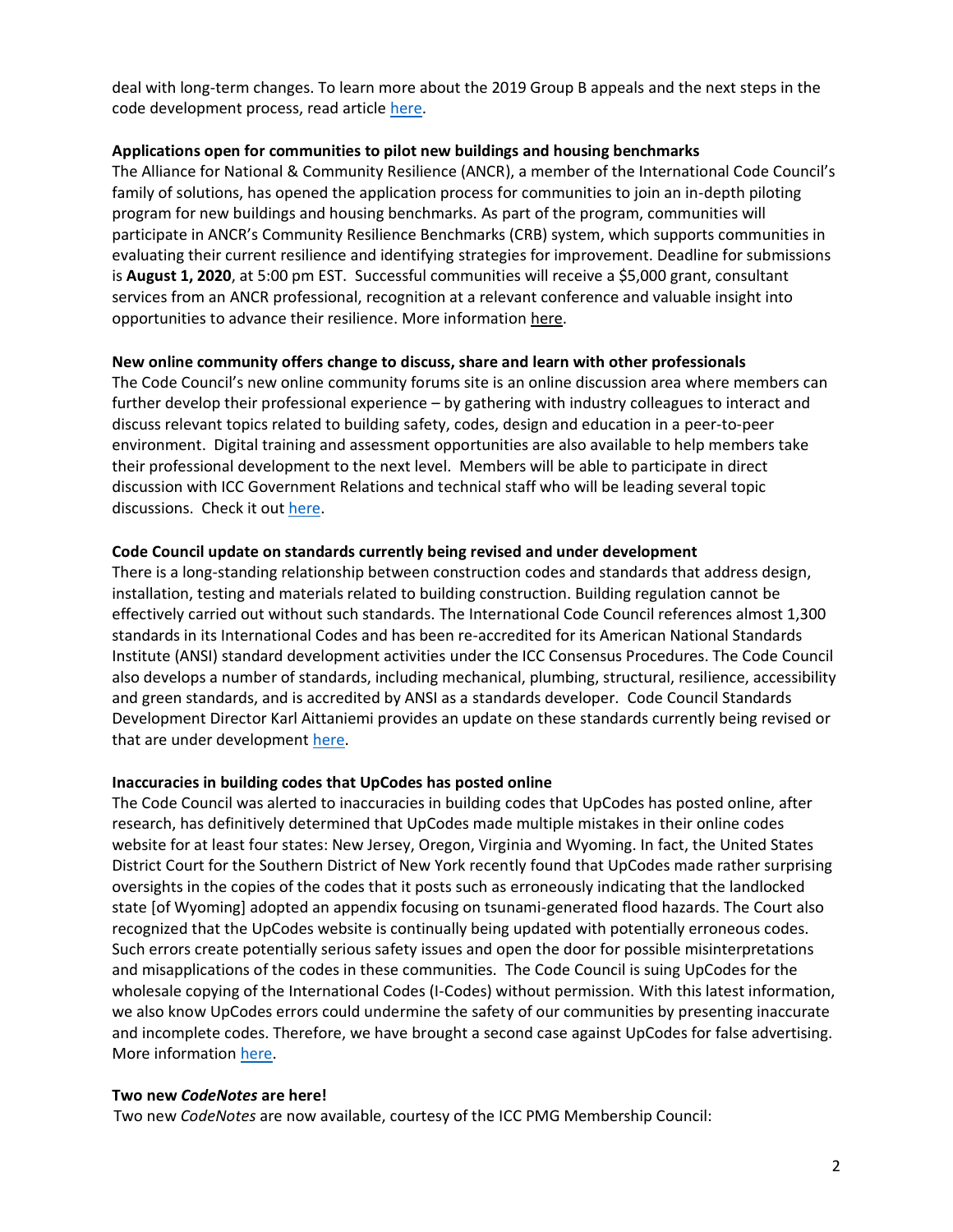deal with long-term changes. To learn more about the 2019 Group B appeals and the next steps in the code development process, read article here.

**Applications open for communities to pilot new buildings and housing benchmarks**

The Alliance for National & Community Resilience (ANCR), a member of the International Code Council's family of solutions, has opened the application process for communities to join an in-depth piloting program for new buildings and housing benchmarks. As part of the program, communities will participate in ANCR's Community Resilience Benchmarks (CRB) system, which supports communities in evaluating their current resilience and identifying strategies for improvement. Deadline for submissions is **August 1, 2020**, at 5:00 pm EST. Successful communities will receive a $5,000 grant, consultant services from an ANCR professional, recognition at a relevant conference and valuable insight into opportunities to advance their resilience. More information here.

**New online community offers change to discuss, share and learn with other professionals**

The Code Council's new online community forums site is an online discussion area where members can further develop their professional experience – by gathering with industry colleagues to interact and discuss relevant topics related to building safety, codes, design and education in a peer-to-peer environment. Digital training and assessment opportunities are also available to help members take their professional development to the next level. Members will be able to participate in direct discussion with ICC Government Relations and technical staff who will be leading several topic discussions. Check it out here.

**Code Council update on standards currently being revised and under development**

There is a long-standing relationship between construction codes and standards that address design, installation, testing and materials related to building construction. Building regulation cannot be effectively carried out without such standards. The International Code Council references almost 1,300 standards in its International Codes and has been re-accredited for its American National Standards Institute (ANSI) standard development activities under the ICC Consensus Procedures. The Code Council also develops a number of standards, including mechanical, plumbing, structural, resilience, accessibility and green standards, and is accredited by ANSI as a standards developer. Code Council Standards Development Director Karl Aittaniemi provides an update on these standards currently being revised or that are under development here.

**Inaccuracies in building codes that UpCodes has posted online**

The Code Council was alerted to inaccuracies in building codes that UpCodes has posted online, after research, has definitively determined that UpCodes made multiple mistakes in their online codes website for at least four states: New Jersey, Oregon, Virginia and Wyoming. In fact, the United States District Court for the Southern District of New York recently found that UpCodes made rather surprising oversights in the copies of the codes that it posts such as erroneously indicating that the landlocked state [of Wyoming] adopted an appendix focusing on tsunami-generated flood hazards. The Court also recognized that the UpCodes website is continually being updated with potentially erroneous codes. Such errors create potentially serious safety issues and open the door for possible misinterpretations and misapplications of the codes in these communities. The Code Council is suing UpCodes for the wholesale copying of the International Codes (I-Codes) without permission. With this latest information, we also know UpCodes errors could undermine the safety of our communities by presenting inaccurate and incomplete codes. Therefore, we have brought a second case against UpCodes for false advertising. More information here.

**Two new *CodeNotes* are here!**

Two new *CodeNotes* are now available, courtesy of the ICC PMG Membership Council: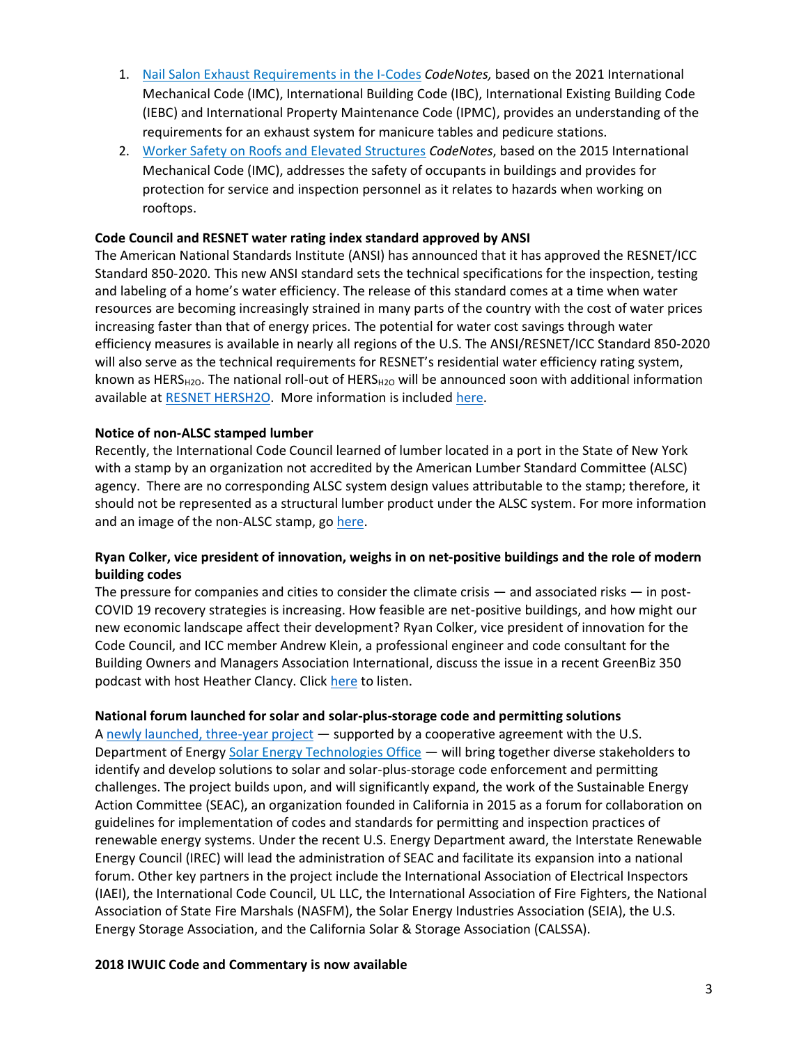1. Nail Salon Exhaust Requirements in the I-Codes *CodeNotes,* based on the 2021 International Mechanical Code (IMC), International Building Code (IBC), International Existing Building Code (IEBC) and International Property Maintenance Code (IPMC), provides an understanding of the requirements for an exhaust system for manicure tables and pedicure stations.
2. Worker Safety on Roofs and Elevated Structures *CodeNotes*, based on the 2015 International Mechanical Code (IMC), addresses the safety of occupants in buildings and provides for protection for service and inspection personnel as it relates to hazards when working on rooftops.

**Code Council and RESNET water rating index standard approved by ANSI**

The American National Standards Institute (ANSI) has announced that it has approved the RESNET/ICC Standard 850-2020. This new ANSI standard sets the technical specifications for the inspection, testing and labeling of a home's water efficiency. The release of this standard comes at a time when water resources are becoming increasingly strained in many parts of the country with the cost of water prices increasing faster than that of energy prices. The potential for water cost savings through water efficiency measures is available in nearly all regions of the U.S. The ANSI/RESNET/ICC Standard 850-2020 will also serve as the technical requirements for RESNET's residential water efficiency rating system, known as $HERS_{H2O}$. The national roll-out of $HERS_{H2O}$ will be announced soon with additional information available at RESNET HERSH2O. More information is included here.

**Notice of non-ALSC stamped lumber**

Recently, the International Code Council learned of lumber located in a port in the State of New York with a stamp by an organization not accredited by the American Lumber Standard Committee (ALSC) agency. There are no corresponding ALSC system design values attributable to the stamp; therefore, it should not be represented as a structural lumber product under the ALSC system. For more information and an image of the non-ALSC stamp, go here.

**Ryan Colker, vice president of innovation, weighs in on net-positive buildings and the role of modern building codes**

The pressure for companies and cities to consider the climate crisis — and associated risks — in post-COVID 19 recovery strategies is increasing. How feasible are net-positive buildings, and how might our new economic landscape affect their development? Ryan Colker, vice president of innovation for the Code Council, and ICC member Andrew Klein, a professional engineer and code consultant for the Building Owners and Managers Association International, discuss the issue in a recent GreenBiz 350 podcast with host Heather Clancy. Click here to listen.

**National forum launched for solar and solar-plus-storage code and permitting solutions**

A newly launched, three-year project — supported by a cooperative agreement with the U.S. Department of Energy Solar Energy Technologies Office — will bring together diverse stakeholders to identify and develop solutions to solar and solar-plus-storage code enforcement and permitting challenges. The project builds upon, and will significantly expand, the work of the Sustainable Energy Action Committee (SEAC), an organization founded in California in 2015 as a forum for collaboration on guidelines for implementation of codes and standards for permitting and inspection practices of renewable energy systems. Under the recent U.S. Energy Department award, the Interstate Renewable Energy Council (IREC) will lead the administration of SEAC and facilitate its expansion into a national forum. Other key partners in the project include the International Association of Electrical Inspectors (IAEI), the International Code Council, UL LLC, the International Association of Fire Fighters, the National Association of State Fire Marshals (NASFM), the Solar Energy Industries Association (SEIA), the U.S. Energy Storage Association, and the California Solar & Storage Association (CALSSA).

**2018 IWUIC Code and Commentary is now available**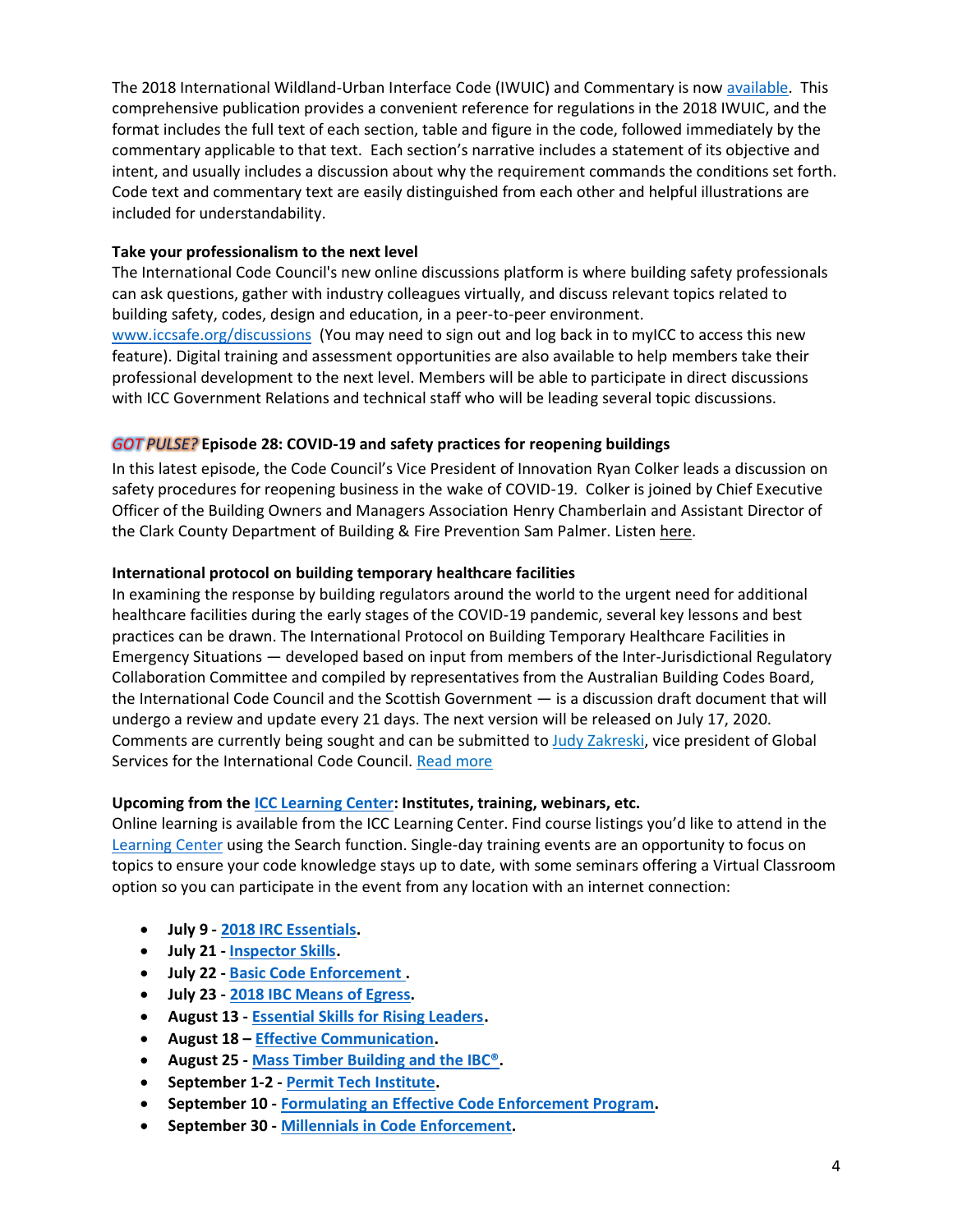The 2018 International Wildland-Urban Interface Code (IWUIC) and Commentary is now available. This comprehensive publication provides a convenient reference for regulations in the 2018 IWUIC, and the format includes the full text of each section, table and figure in the code, followed immediately by the commentary applicable to that text. Each section's narrative includes a statement of its objective and intent, and usually includes a discussion about why the requirement commands the conditions set forth. Code text and commentary text are easily distinguished from each other and helpful illustrations are included for understandability.

**Take your professionalism to the next level**

The International Code Council's new online discussions platform is where building safety professionals can ask questions, gather with industry colleagues virtually, and discuss relevant topics related to building safety, codes, design and education, in a peer-to-peer environment. www.iccsafe.org/discussions (You may need to sign out and log back in to myICC to access this new feature). Digital training and assessment opportunities are also available to help members take their professional development to the next level. Members will be able to participate in direct discussions with ICC Government Relations and technical staff who will be leading several topic discussions.

***GOT PULSE?*** **Episode 28: COVID-19 and safety practices for reopening buildings**

In this latest episode, the Code Council's Vice President of Innovation Ryan Colker leads a discussion on safety procedures for reopening business in the wake of COVID-19. Colker is joined by Chief Executive Officer of the Building Owners and Managers Association Henry Chamberlain and Assistant Director of the Clark County Department of Building & Fire Prevention Sam Palmer. Listen here.

**International protocol on building temporary healthcare facilities**

In examining the response by building regulators around the world to the urgent need for additional healthcare facilities during the early stages of the COVID-19 pandemic, several key lessons and best practices can be drawn. The International Protocol on Building Temporary Healthcare Facilities in Emergency Situations — developed based on input from members of the Inter-Jurisdictional Regulatory Collaboration Committee and compiled by representatives from the Australian Building Codes Board, the International Code Council and the Scottish Government — is a discussion draft document that will undergo a review and update every 21 days. The next version will be released on July 17, 2020. Comments are currently being sought and can be submitted to Judy Zakreski, vice president of Global Services for the International Code Council. Read more

**Upcoming from the ICC Learning Center: Institutes, training, webinars, etc.**

Online learning is available from the ICC Learning Center. Find course listings you'd like to attend in the Learning Center using the Search function. Single-day training events are an opportunity to focus on topics to ensure your code knowledge stays up to date, with some seminars offering a Virtual Classroom option so you can participate in the event from any location with an internet connection:

- **July 9 - 2018 IRC Essentials.**
- **July 21 - Inspector Skills.**
- **July 22 - Basic Code Enforcement .**
- **July 23 - 2018 IBC Means of Egress.**
- **August 13 - Essential Skills for Rising Leaders.**
- **August 18 – Effective Communication.**
- **August 25 - Mass Timber Building and the IBC®.**
- **September 1-2 - Permit Tech Institute.**
- **September 10 - Formulating an Effective Code Enforcement Program.**
- **September 30 - Millennials in Code Enforcement.**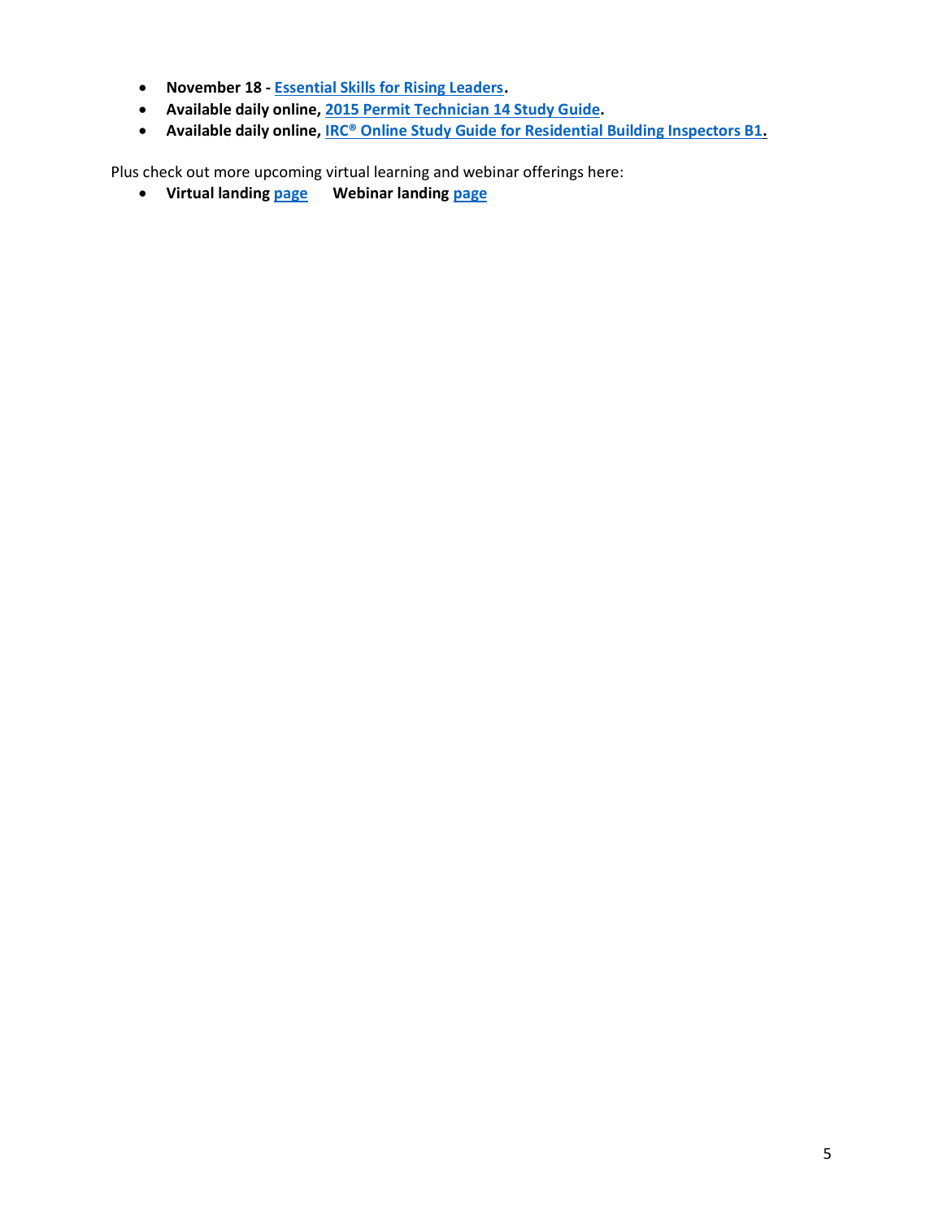- **November 18 - Essential Skills for Rising Leaders.**
- **Available daily online, 2015 Permit Technician 14 Study Guide.**
- **Available daily online, IRC® Online Study Guide for Residential Building Inspectors B1.**

Plus check out more upcoming virtual learning and webinar offerings here:

- **Virtual landing page** **Webinar landing page**